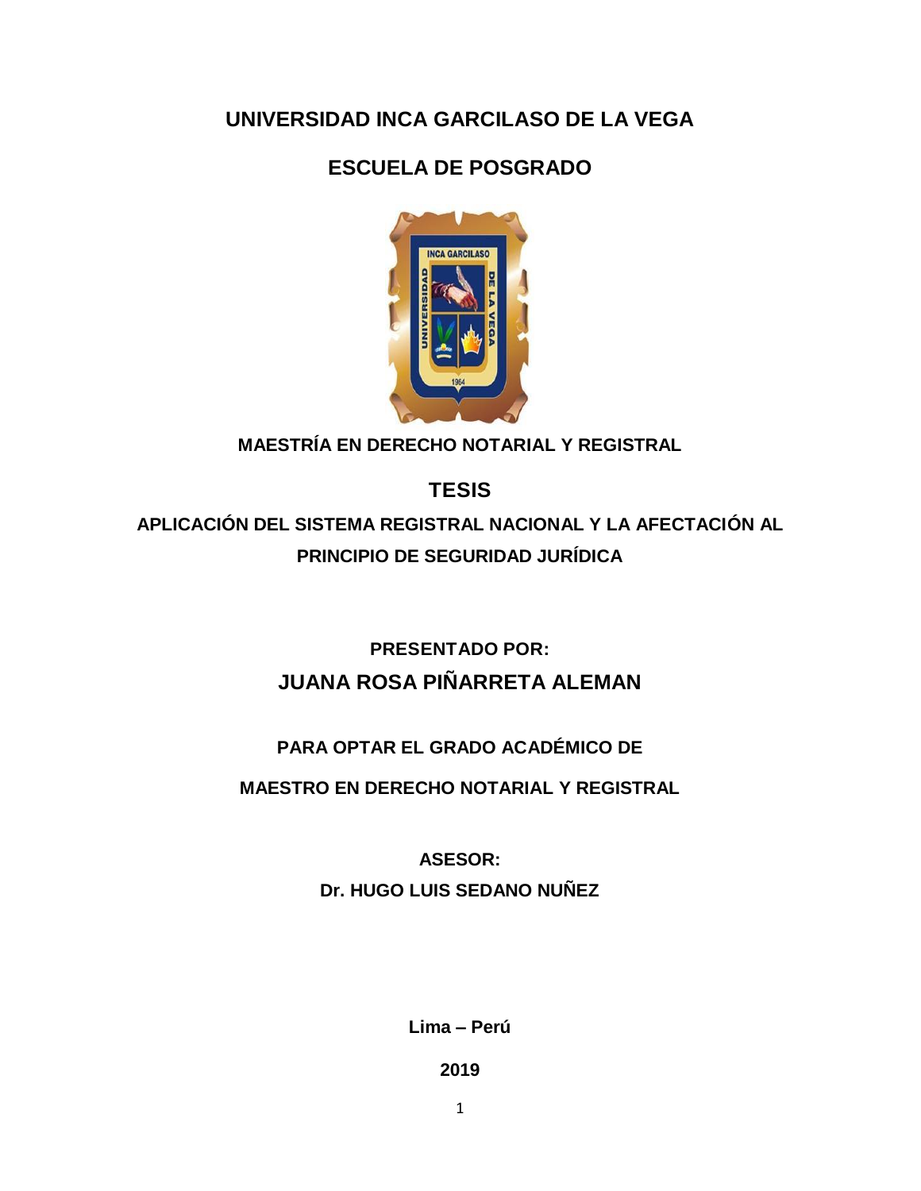# UNIVERSIDAD INCA GARCILASO DE LA VEGA

## ESCUELA DE POSGRADO

**MAESTRÍA EN DERECHO NOTARIAL Y REGISTRAL**

## TESIS

**APLICACIÓN DEL SISTEMA REGISTRAL NACIONAL Y LA AFECTACIÓN AL PRINCIPIO DE SEGURIDAD JURÍDICA**

**PRESENTADO POR:**

**JUANA ROSA PIÑARRETA ALEMAN**

**PARA OPTAR EL GRADO ACADÉMICO DE**

**MAESTRO EN DERECHO NOTARIAL Y REGISTRAL**

**ASESOR:**

**Dr. HUGO LUIS SEDANO NUÑEZ**

**Lima – Perú**

**2019**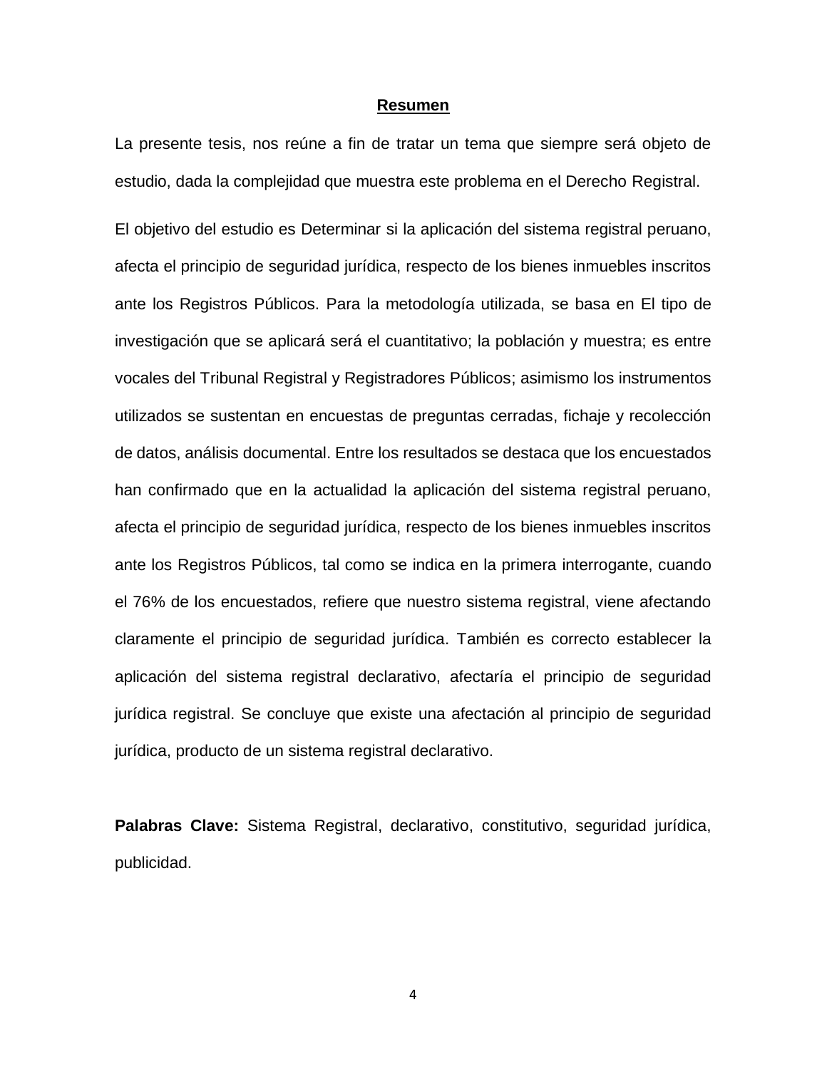**Resumen**

La presente tesis, nos reúne a fin de tratar un tema que siempre será objeto de estudio, dada la complejidad que muestra este problema en el Derecho Registral.

El objetivo del estudio es Determinar si la aplicación del sistema registral peruano, afecta el principio de seguridad jurídica, respecto de los bienes inmuebles inscritos ante los Registros Públicos. Para la metodología utilizada, se basa en El tipo de investigación que se aplicará será el cuantitativo; la población y muestra; es entre vocales del Tribunal Registral y Registradores Públicos; asimismo los instrumentos utilizados se sustentan en encuestas de preguntas cerradas, fichaje y recolección de datos, análisis documental. Entre los resultados se destaca que los encuestados han confirmado que en la actualidad la aplicación del sistema registral peruano, afecta el principio de seguridad jurídica, respecto de los bienes inmuebles inscritos ante los Registros Públicos, tal como se indica en la primera interrogante, cuando el 76% de los encuestados, refiere que nuestro sistema registral, viene afectando claramente el principio de seguridad jurídica. También es correcto establecer la aplicación del sistema registral declarativo, afectaría el principio de seguridad jurídica registral. Se concluye que existe una afectación al principio de seguridad jurídica, producto de un sistema registral declarativo.

**Palabras Clave:** Sistema Registral, declarativo, constitutivo, seguridad jurídica, publicidad.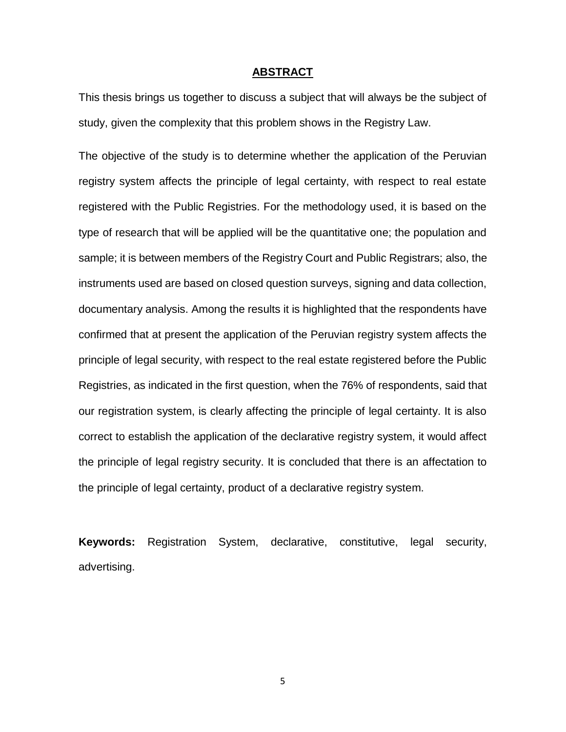# ABSTRACT

This thesis brings us together to discuss a subject that will always be the subject of study, given the complexity that this problem shows in the Registry Law.

The objective of the study is to determine whether the application of the Peruvian registry system affects the principle of legal certainty, with respect to real estate registered with the Public Registries. For the methodology used, it is based on the type of research that will be applied will be the quantitative one; the population and sample; it is between members of the Registry Court and Public Registrars; also, the instruments used are based on closed question surveys, signing and data collection, documentary analysis. Among the results it is highlighted that the respondents have confirmed that at present the application of the Peruvian registry system affects the principle of legal security, with respect to the real estate registered before the Public Registries, as indicated in the first question, when the 76% of respondents, said that our registration system, is clearly affecting the principle of legal certainty. It is also correct to establish the application of the declarative registry system, it would affect the principle of legal registry security. It is concluded that there is an affectation to the principle of legal certainty, product of a declarative registry system.

**Keywords:** Registration System, declarative, constitutive, legal security, advertising.